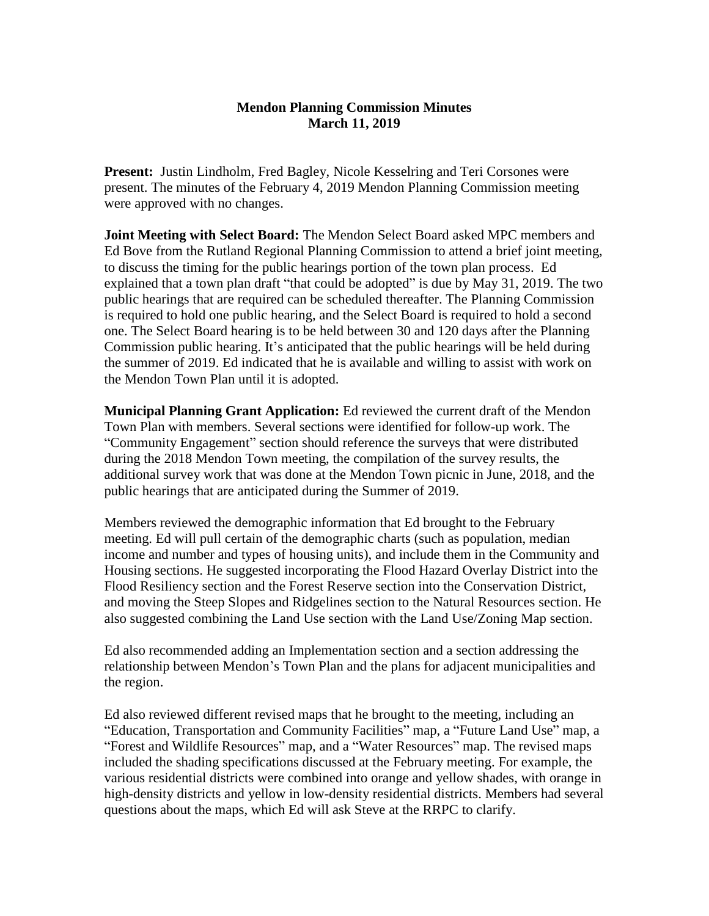# Mendon Planning Commission Minutes
## March 11, 2019

**Present:** Justin Lindholm, Fred Bagley, Nicole Kesselring and Teri Corsones were present. The minutes of the February 4, 2019 Mendon Planning Commission meeting were approved with no changes.

**Joint Meeting with Select Board:** The Mendon Select Board asked MPC members and Ed Bove from the Rutland Regional Planning Commission to attend a brief joint meeting, to discuss the timing for the public hearings portion of the town plan process. Ed explained that a town plan draft "that could be adopted" is due by May 31, 2019. The two public hearings that are required can be scheduled thereafter. The Planning Commission is required to hold one public hearing, and the Select Board is required to hold a second one. The Select Board hearing is to be held between 30 and 120 days after the Planning Commission public hearing. It's anticipated that the public hearings will be held during the summer of 2019. Ed indicated that he is available and willing to assist with work on the Mendon Town Plan until it is adopted.

**Municipal Planning Grant Application:** Ed reviewed the current draft of the Mendon Town Plan with members. Several sections were identified for follow-up work. The "Community Engagement" section should reference the surveys that were distributed during the 2018 Mendon Town meeting, the compilation of the survey results, the additional survey work that was done at the Mendon Town picnic in June, 2018, and the public hearings that are anticipated during the Summer of 2019.

Members reviewed the demographic information that Ed brought to the February meeting. Ed will pull certain of the demographic charts (such as population, median income and number and types of housing units), and include them in the Community and Housing sections. He suggested incorporating the Flood Hazard Overlay District into the Flood Resiliency section and the Forest Reserve section into the Conservation District, and moving the Steep Slopes and Ridgelines section to the Natural Resources section. He also suggested combining the Land Use section with the Land Use/Zoning Map section.

Ed also recommended adding an Implementation section and a section addressing the relationship between Mendon's Town Plan and the plans for adjacent municipalities and the region.

Ed also reviewed different revised maps that he brought to the meeting, including an "Education, Transportation and Community Facilities" map, a "Future Land Use" map, a "Forest and Wildlife Resources" map, and a "Water Resources" map. The revised maps included the shading specifications discussed at the February meeting. For example, the various residential districts were combined into orange and yellow shades, with orange in high-density districts and yellow in low-density residential districts. Members had several questions about the maps, which Ed will ask Steve at the RRPC to clarify.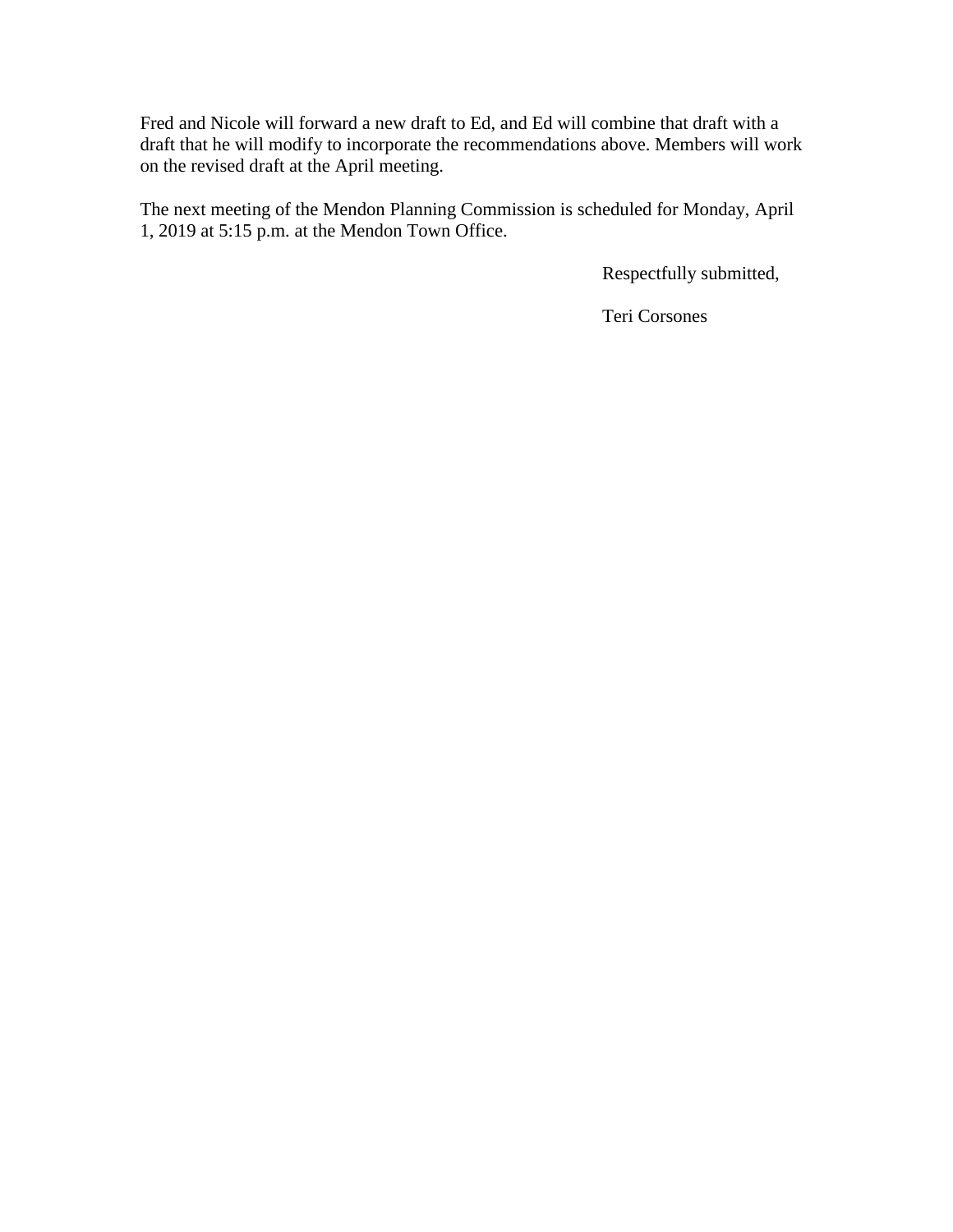Fred and Nicole will forward a new draft to Ed, and Ed will combine that draft with a draft that he will modify to incorporate the recommendations above. Members will work on the revised draft at the April meeting.

The next meeting of the Mendon Planning Commission is scheduled for Monday, April 1, 2019 at 5:15 p.m. at the Mendon Town Office.

Respectfully submitted,

Teri Corsones